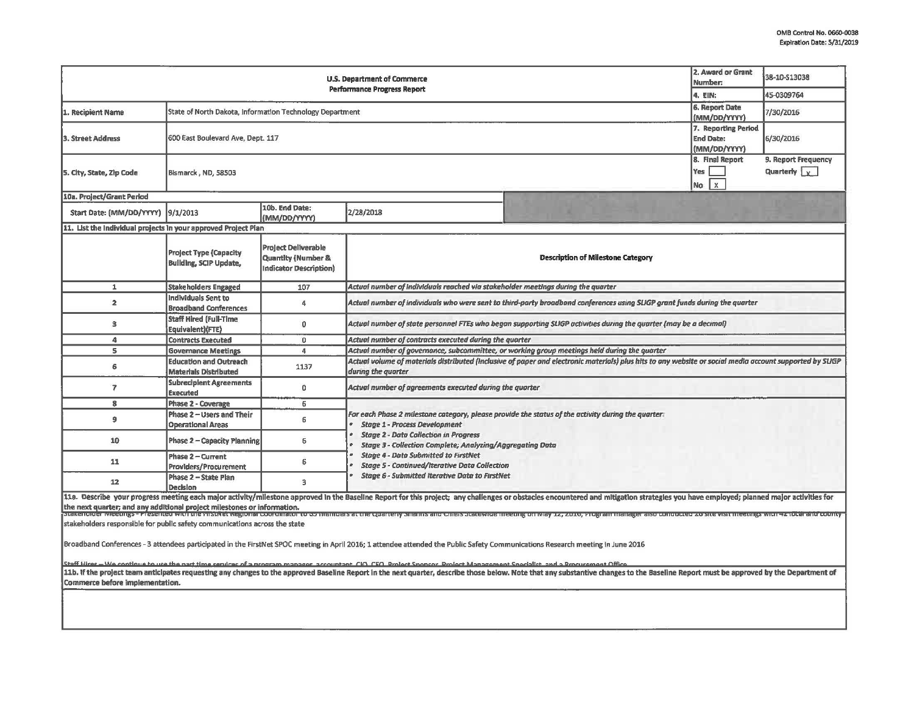OMB Control No. 0660-0038
Expiration Date: 5/31/2019

| U.S. Department of Commerce Performance Progress Report | | | | 2. Award or Grant Number: | 38-10-S13038 |
|---|---|---|---|---|---|
| | | | | 4. EIN: | 45-0309764 |
| 1. Recipient Name | State of North Dakota, Information Technology Department | | | 6. Report Date (MM/DD/YYYY) | 7/30/2016 |
| 3. Street Address | 600 East Boulevard Ave, Dept. 117 | | | 7. Reporting Period End Date: (MM/DD/YYYY) | 6/30/2016 |
| 5. City, State, Zip Code | Bismarck , ND, 58503 | | | 8. Final Report Yes [ ] No [X] | 9. Report Frequency Quarterly [X] |
| 10a. Project/Grant Period | | | | | |
| Start Date: (MM/DD/YYYY) | 9/1/2013 | 10b. End Date: (MM/DD/YYYY) | 2/28/2018 | | |

11. List the individual projects in your approved Project Plan

| | Project Type (Capacity Building, SCIP Update, | Project Deliverable Quantity (Number & Indicator Description) | Description of Milestone Category |
|---|---|---|---|
| 1 | Stakeholders Engaged | 107 | *Actual number of individuals reached via stakeholder meetings during the quarter* |
| 2 | Individuals Sent to Broadband Conferences | 4 | *Actual number of individuals who were sent to third-party broadband conferences using SLIGP grant funds during the quarter* |
| 3 | Staff Hired (Full-Time Equivalent)(FTE) | 0 | *Actual number of state personnel FTEs who began supporting SLIGP activities during the quarter (may be a decimal)* |
| 4 | Contracts Executed | 0 | *Actual number of contracts executed during the quarter* |
| 5 | Governance Meetings | 4 | *Actual number of governance, subcommittee, or working group meetings held during the quarter* |
| 6 | Education and Outreach Materials Distributed | 1137 | *Actual volume of materials distributed (inclusive of paper and electronic materials) plus hits to any website or social media account supported by SLIGP during the quarter* |
| 7 | Subrecipient Agreements Executed | 0 | *Actual number of agreements executed during the quarter* |
| 8 | Phase 2 - Coverage | 6 | *For each Phase 2 milestone category, please provide the status of the activity during the quarter:* <br>• *Stage 1 - Process Development* <br>• *Stage 2 - Data Collection in Progress* <br>• *Stage 3 - Collection Complete; Analyzing/Aggregating Data* <br>• *Stage 4 - Data Submitted to FirstNet* <br>• *Stage 5 - Continued/Iterative Data Collection* <br>• *Stage 6 - Submitted Iterative Data to FirstNet* |
| 9 | Phase 2 – Users and Their Operational Areas | 6 | |
| 10 | Phase 2 – Capacity Planning | 6 | |
| 11 | Phase 2 – Current Providers/Procurement | 6 | |
| 12 | Phase 2 – State Plan Decision | 3 | |

**11a. Describe your progress meeting each major activity/milestone approved in the Baseline Report for this project; any challenges or obstacles encountered and mitigation strategies you have employed; planned major activities for the next quarter; and any additional project milestones or information.**

Stakeholder Meetings - Presented with the FirstNet Regional Coordinator to 35 members at the Quarterly Sheriffs and Chiefs Statewide meeting on May 12, 2016; Program manager also conducted 20 site visit meetings with 42 local and county stakeholders responsible for public safety communications across the state

Broadband Conferences - 3 attendees participated in the FirstNet SPOC meeting in April 2016; 1 attendee attended the Public Safety Communications Research meeting in June 2016

Staff Hires – We continue to use the part time services of a program manager, accountant, CIO, CFO, Project Sponsor, Project Management Specialist, and a Procurement Office

**11b. If the project team anticipates requesting any changes to the approved Baseline Report in the next quarter, describe those below. Note that any substantive changes to the Baseline Report must be approved by the Department of Commerce before implementation.**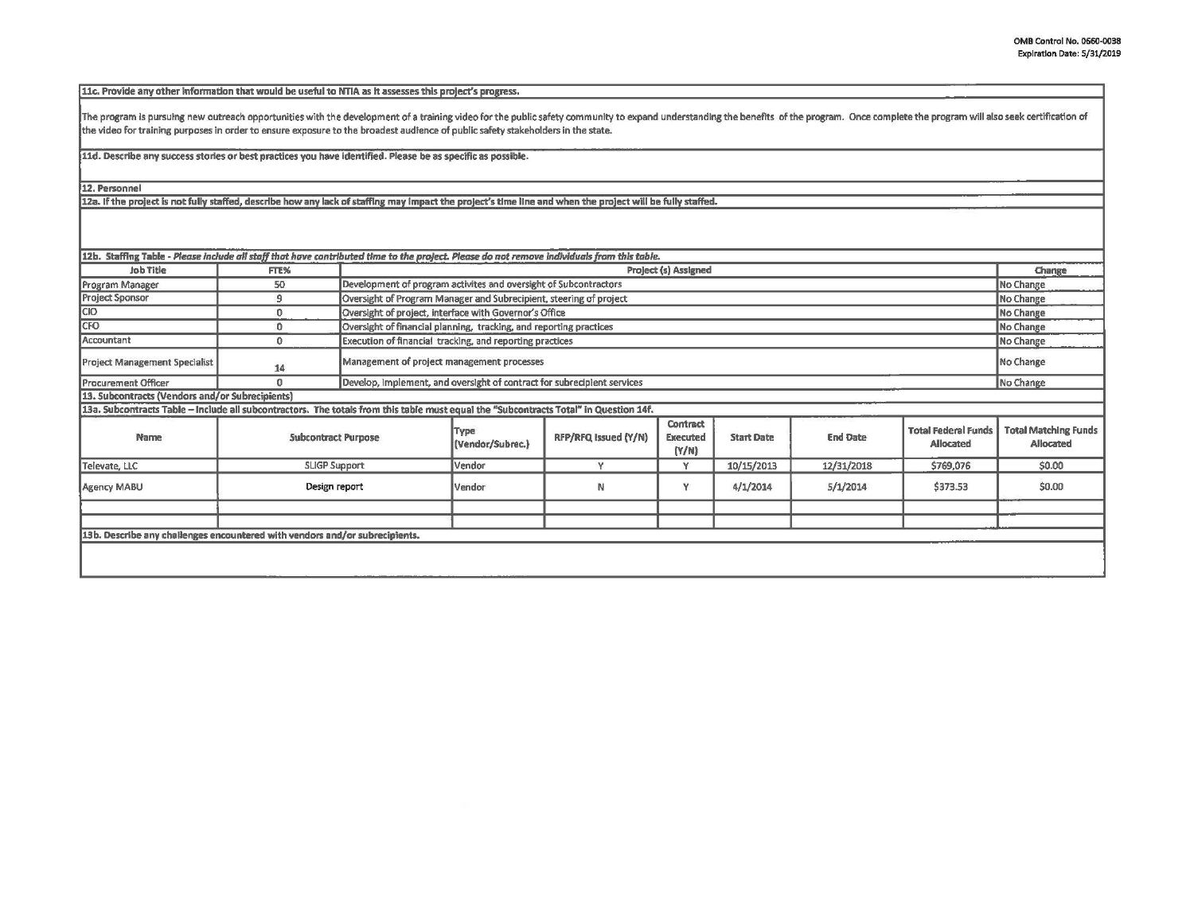**11c. Provide any other information that would be useful to NTIA as it assesses this project's progress.**

The program is pursuing new outreach opportunities with the development of a training video for the public safety community to expand understanding the benefits of the program. Once complete the program will also seek certification of the video for training purposes in order to ensure exposure to the broadest audience of public safety stakeholders in the state.

**11d. Describe any success stories or best practices you have identified. Please be as specific as possible.**

**12. Personnel**

**12a. If the project is not fully staffed, describe how any lack of staffing may impact the project's time line and when the project will be fully staffed.**

**12b. Staffing Table** - *Please include all staff that have contributed time to the project. Please do not remove individuals from this table.*

| Job Title | FTE% | Project (s) Assigned | Change |
|---|---|---|---|
| Program Manager | 50 | Development of program activites and oversight of Subcontractors | No Change |
| Project Sponsor | 9 | Oversight of Program Manager and Subrecipient, steering of project | No Change |
| CIO | 0 | Oversight of project, interface with Governor's Office | No Change |
| CFO | 0 | Oversight of financial planning, tracking, and reporting practices | No Change |
| Accountant | 0 | Execution of financial tracking, and reporting practices | No Change |
| Project Management Specialist | 14 | Management of project management processes | No Change |
| Procurement Officer | 0 | Develop, implement, and oversight of contract for subrecipient services | No Change |

**13. Subcontracts (Vendors and/or Subrecipients)**

**13a. Subcontracts Table – Include all subcontractors. The totals from this table must equal the "Subcontracts Total" in Question 14f.**

| Name | Subcontract Purpose | Type (Vendor/Subrec.) | RFP/RFQ Issued (Y/N) | Contract Executed (Y/N) | Start Date | End Date | Total Federal Funds Allocated | Total Matching Funds Allocated |
|---|---|---|---|---|---|---|---|---|
| Televate, LLC | SLIGP Support | Vendor | Y | Y | 10/15/2013 | 12/31/2018 | $769,076 | $0.00 |
| Agency MABU | Design report | Vendor | N | Y | 4/1/2014 | 5/1/2014 | $373.53 | $0.00 |
| | | | | | | | | |
| | | | | | | | | |

**13b. Describe any challenges encountered with vendors and/or subrecipients.**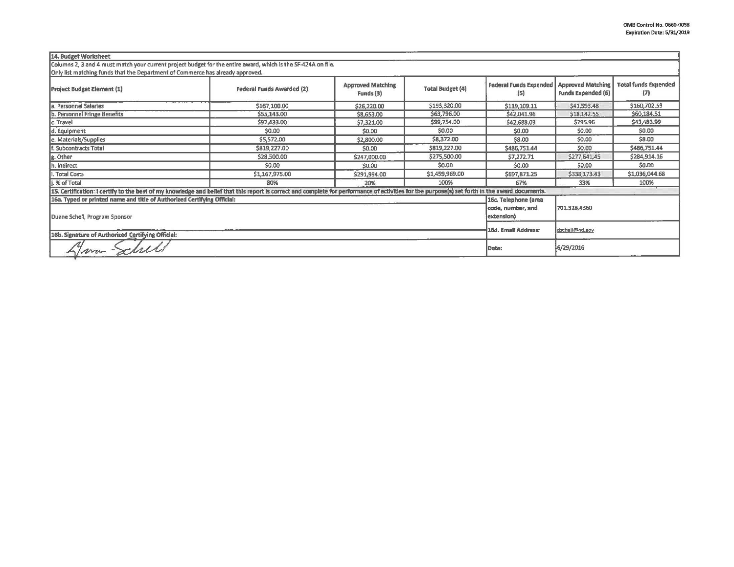OMB Control No. 0660-0038
Expiration Date: 5/31/2019

| 14. Budget Worksheet | | | | | | |
|---|---|---|---|---|---|---|
| Columns 2, 3 and 4 must match your current project budget for the entire award, which is the SF-424A on file. Only list matching funds that the Department of Commerce has already approved. | | | | | | |
| Project Budget Element (1) | Federal Funds Awarded (2) | Approved Matching Funds (3) | Total Budget (4) | Federal Funds Expended (5) | Approved Matching Funds Expended (6) | Total funds Expended (7) |
| a. Personnel Salaries | $167,100.00 | $26,220.00 | $193,320.00 | $119,109.11 | $41,593.48 | $160,702.59 |
| b. Personnel Fringe Benefits | $55,143.00 | $8,653.00 | $63,796.00 | $42,041.96 | $18,142.55 | $60,184.51 |
| c. Travel | $92,433.00 | $7,321.00 | $99,754.00 | $42,688.03 | $795.96 | $43,483.99 |
| d. Equipment | $0.00 | $0.00 | $0.00 | $0.00 | $0.00 | $0.00 |
| e. Materials/Supplies | $5,572.00 | $2,800.00 | $8,372.00 | $8.00 | $0.00 | $8.00 |
| f. Subcontracts Total | $819,227.00 | $0.00 | $819,227.00 | $486,751.44 | $0.00 | $486,751.44 |
| g. Other | $28,500.00 | $247,000.00 | $275,500.00 | $7,272.71 | $277,641.45 | $284,914.16 |
| h. Indirect | $0.00 | $0.00 | $0.00 | $0.00 | $0.00 | $0.00 |
| i. Total Costs | $1,167,975.00 | $291,994.00 | $1,459,969.00 | $697,871.25 | $338,173.43 | $1,036,044.68 |
| j. % of Total | 80% | 20% | 100% | 67% | 33% | 100% |

15. Certification: I certify to the best of my knowledge and belief that this report is correct and complete for performance of activities for the purpose(s) set forth in the award documents.

| | | |
|---|---|---|
| 16a. Typed or printed name and title of Authorized Certifying Official: Duane Schell, Program Sponsor | 16c. Telephone (area code, number, and extension) | 701.328.4360 |
| 16b. Signature of Authorized Certifying Official: [signature] | 16d. Email Address: | dschell@nd.gov |
| | Date: | 6/29/2016 |